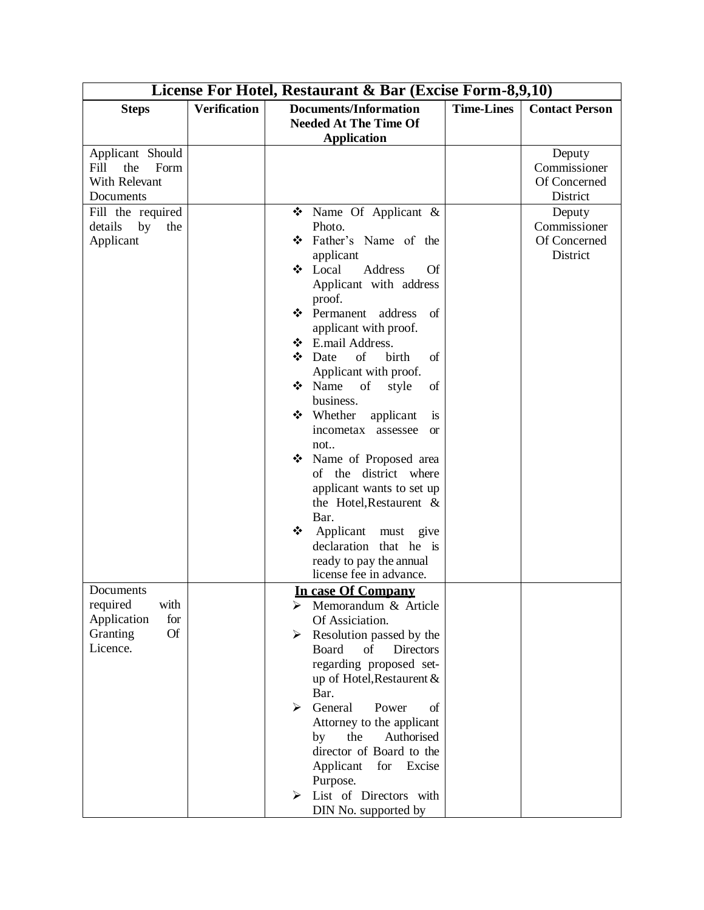| License For Hotel, Restaurant & Bar (Excise Form-8,9,10) | | | | |
|---|---|---|---|---|
| **Steps** | **Verification** | **Documents/Information Needed At The Time Of Application** | **Time-Lines** | **Contact Person** |
| Applicant Should Fill the Form With Relevant Documents | | | | Deputy Commissioner Of Concerned District |
| Fill the required details by the Applicant | | ❖ Name Of Applicant & Photo.<br>❖ Father's Name of the applicant<br>❖ Local Address Of Applicant with address proof.<br>❖ Permanent address of applicant with proof.<br>❖ E.mail Address.<br>❖ Date of birth of Applicant with proof.<br>❖ Name of style of business.<br>❖ Whether applicant is incometax assessee or not..<br>❖ Name of Proposed area of the district where applicant wants to set up the Hotel,Restaurent & Bar.<br>❖ Applicant must give declaration that he is ready to pay the annual license fee in advance. | | Deputy Commissioner Of Concerned District |
| Documents required with Application for Granting Of Licence. | | **<u>In case Of Company</u>**<br>➢ Memorandum & Article Of Asiciation.<br>➢ Resolution passed by the Board of Directors regarding proposed set-up of Hotel,Restaurent & Bar.<br>➢ General Power of Attorney to the applicant by the Authorised director of Board to the Applicant for Excise Purpose.<br>➢ List of Directors with DIN No. supported by | | |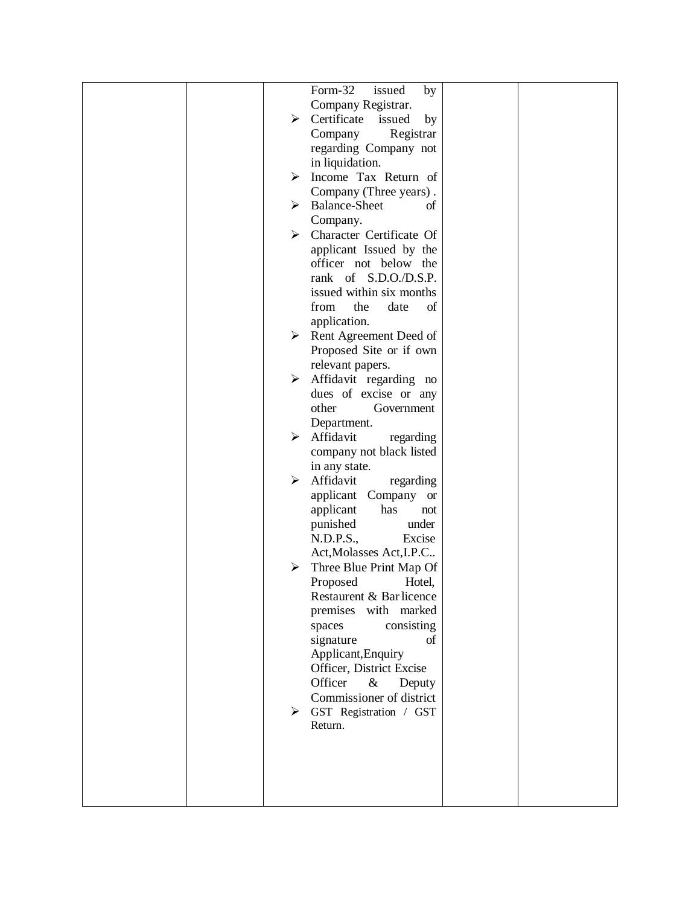|  |  | Form-32 issued by Company Registrar.<br>➢ Certificate issued by Company Registrar regarding Company not in liquidation.<br>➢ Income Tax Return of Company (Three years) .<br>➢ Balance-Sheet of Company.<br>➢ Character Certificate Of applicant Issued by the officer not below the rank of S.D.O./D.S.P. issued within six months from the date of application.<br>➢ Rent Agreement Deed of Proposed Site or if own relevant papers.<br>➢ Affidavit regarding no dues of excise or any other Government Department.<br>➢ Affidavit regarding company not black listed in any state.<br>➢ Affidavit regarding applicant Company or applicant has not punished under N.D.P.S., Excise Act,Molasses Act,I.P.C..<br>➢ Three Blue Print Map Of Proposed Hotel, Restaurent & Bar licence premises with marked spaces consisting signature of Applicant,Enquiry Officer, District Excise Officer & Deputy Commissioner of district<br>➢ GST Registration / GST Return. |  |  |
|---|---|---|---|---|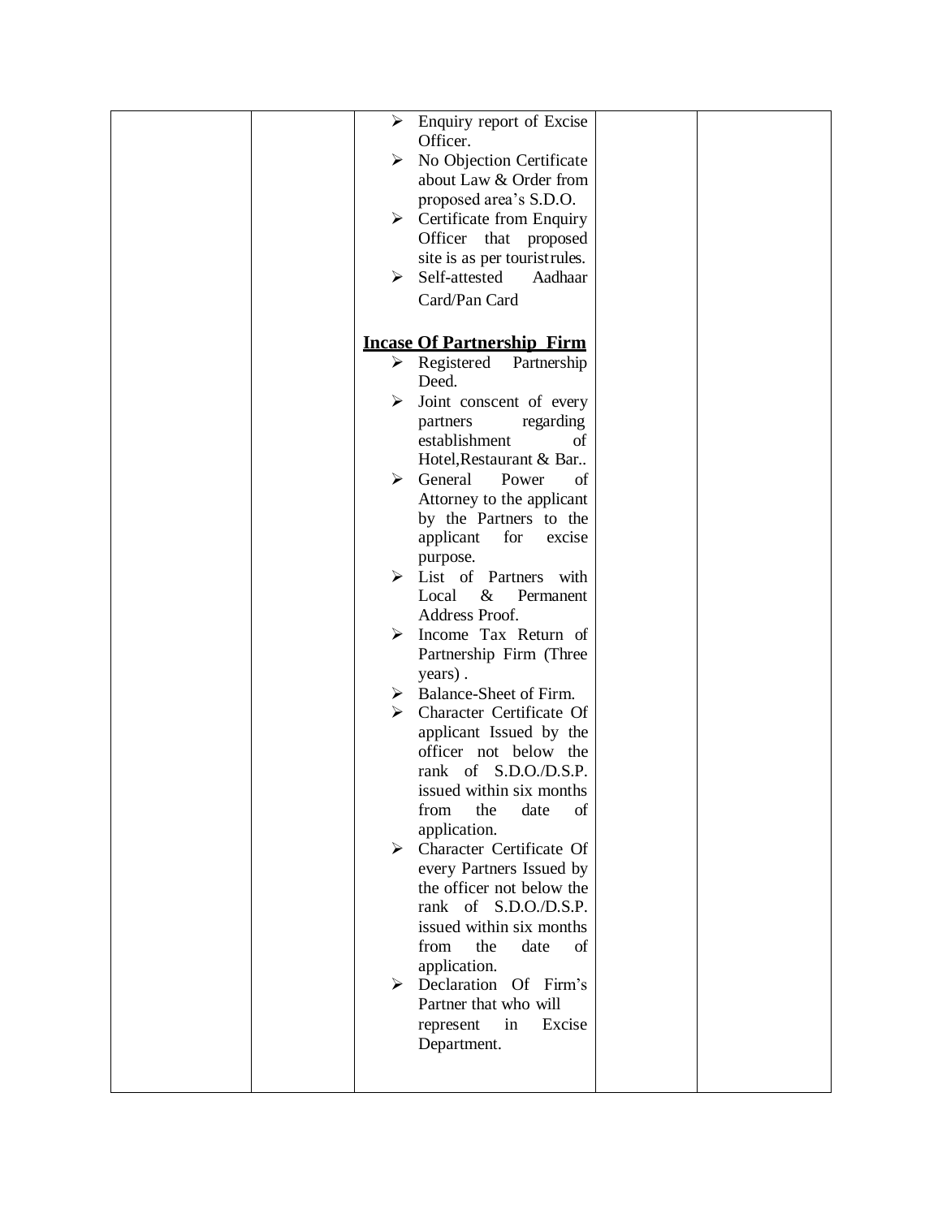| | | ➢ Enquiry report of Excise Officer.<br>➢ No Objection Certificate about Law & Order from proposed area's S.D.O.<br>➢ Certificate from Enquiry Officer that proposed site is as per touristrules.<br>➢ Self-attested Aadhaar Card/Pan Card<br><br>**Incase Of Partnership Firm**<br>➢ Registered Partnership Deed.<br>➢ Joint conscent of every partners regarding establishment of Hotel,Restaurant & Bar..<br>➢ General Power of Attorney to the applicant by the Partners to the applicant for excise purpose.<br>➢ List of Partners with Local & Permanent Address Proof.<br>➢ Income Tax Return of Partnership Firm (Three years) .<br>➢ Balance-Sheet of Firm.<br>➢ Character Certificate Of applicant Issued by the officer not below the rank of S.D.O./D.S.P. issued within six months from the date of application.<br>➢ Character Certificate Of every Partners Issued by the officer not below the rank of S.D.O./D.S.P. issued within six months from the date of application.<br>➢ Declaration Of Firm's Partner that who will represent in Excise Department. | | |
|---|---|---|---|---|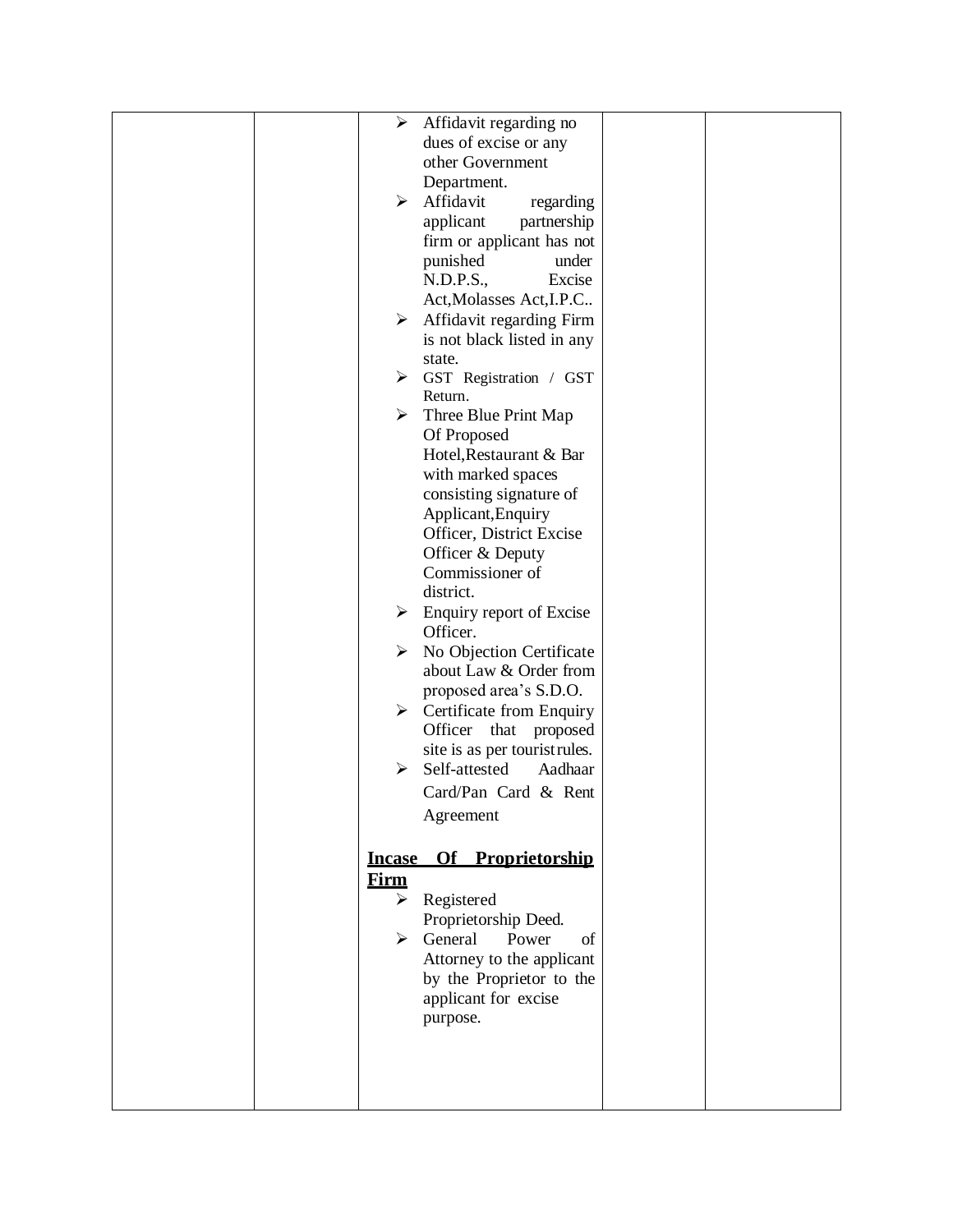|  |  | <ul><li>Affidavit regarding no dues of excise or any other Government Department.</li><li>Affidavit regarding applicant partnership firm or applicant has not punished under N.D.P.S., Excise Act,Molasses Act,I.P.C..</li><li>Affidavit regarding Firm is not black listed in any state.</li><li>GST Registration / GST Return.</li><li>Three Blue Print Map Of Proposed Hotel,Restaurant & Bar with marked spaces consisting signature of Applicant,Enquiry Officer, District Excise Officer & Deputy Commissioner of district.</li><li>Enquiry report of Excise Officer.</li><li>No Objection Certificate about Law & Order from proposed area's S.D.O.</li><li>Certificate from Enquiry Officer that proposed site is as per tourist rules.</li><li>Self-attested Aadhaar Card/Pan Card & Rent Agreement</li></ul><br>**<u>Incase Of Proprietorship Firm</u>**<ul><li>Registered Proprietorship Deed.</li><li>General Power of Attorney to the applicant by the Proprietor to the applicant for excise purpose.</li></ul> |  |  |
|---|---|---|---|---|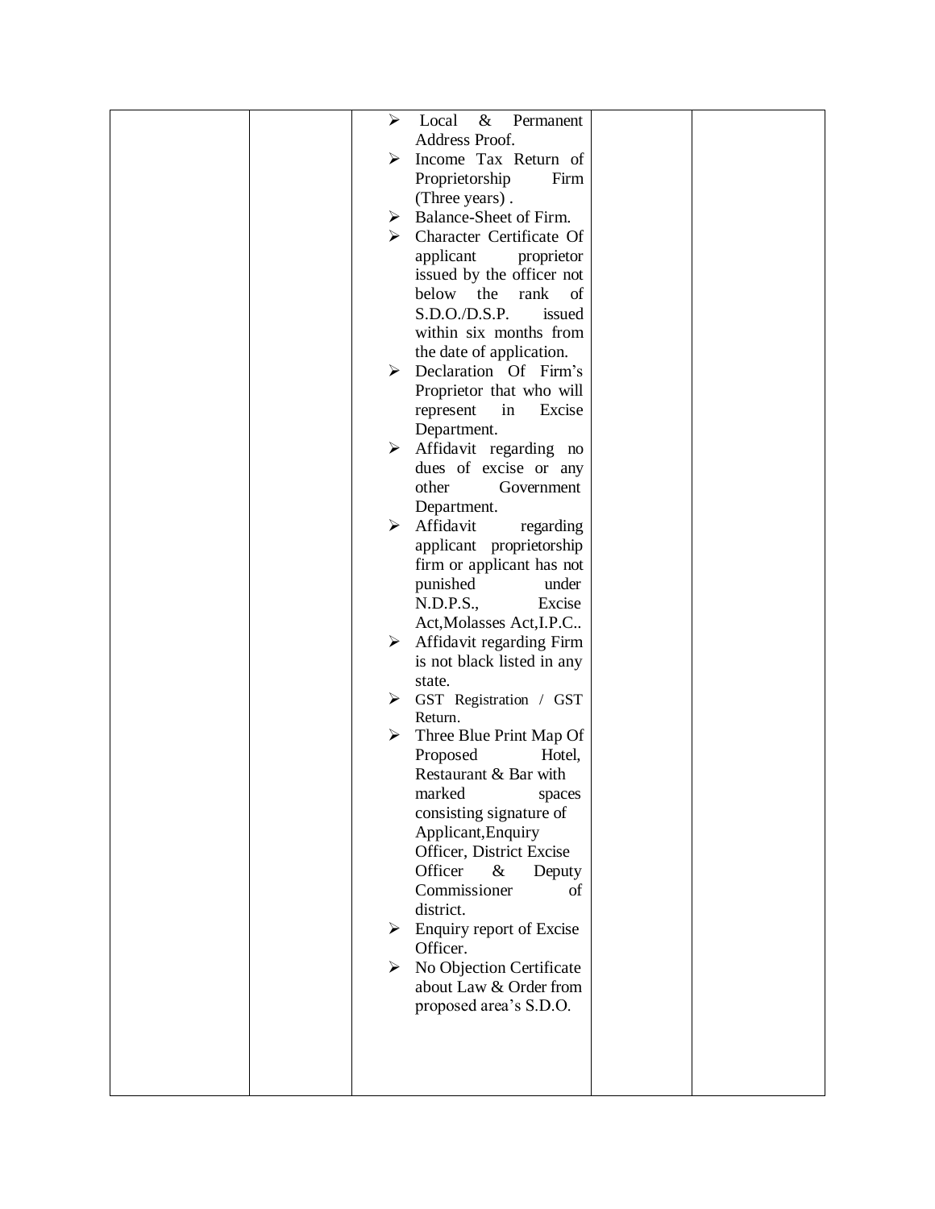|  |  |  |  |  |
|---|---|---|---|---|
|  |  | ➢ Local & Permanent Address Proof.<br>➢ Income Tax Return of Proprietorship Firm (Three years) .<br>➢ Balance-Sheet of Firm.<br>➢ Character Certificate Of applicant proprietor issued by the officer not below the rank of S.D.O./D.S.P. issued within six months from the date of application.<br>➢ Declaration Of Firm's Proprietor that who will represent in Excise Department.<br>➢ Affidavit regarding no dues of excise or any other Government Department.<br>➢ Affidavit regarding applicant proprietorship firm or applicant has not punished under N.D.P.S., Excise Act,Molasses Act,I.P.C..<br>➢ Affidavit regarding Firm is not black listed in any state.<br>➢ GST Registration / GST Return.<br>➢ Three Blue Print Map Of Proposed Hotel, Restaurant & Bar with marked spaces consisting signature of Applicant,Enquiry Officer, District Excise Officer & Deputy Commissioner of district.<br>➢ Enquiry report of Excise Officer.<br>➢ No Objection Certificate about Law & Order from proposed area's S.D.O. |  |  |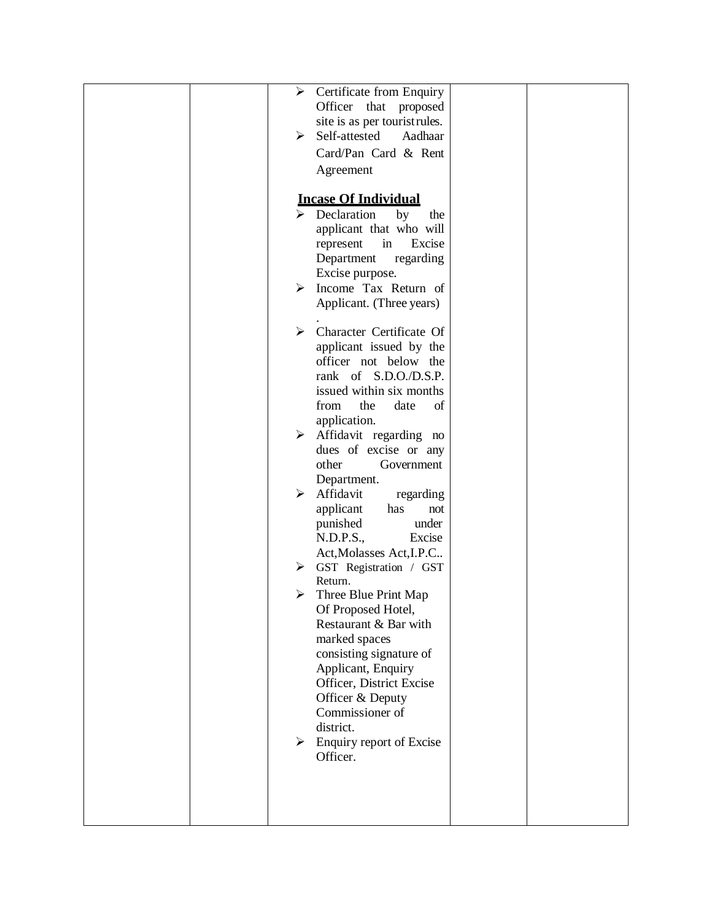|  |  | ➢ Certificate from Enquiry Officer that proposed site is as per touristrules.<br>➢ Self-attested Aadhaar Card/Pan Card & Rent Agreement<br><br>**<u>Incase Of Individual</u>**<br>➢ Declaration by the applicant that who will represent in Excise Department regarding Excise purpose.<br>➢ Income Tax Return of Applicant. (Three years)<br>.<br>➢ Character Certificate Of applicant issued by the officer not below the rank of S.D.O./D.S.P. issued within six months from the date of application.<br>➢ Affidavit regarding no dues of excise or any other Government Department.<br>➢ Affidavit regarding applicant has not punished under N.D.P.S., Excise Act,Molasses Act,I.P.C..<br>➢ GST Registration / GST Return.<br>➢ Three Blue Print Map Of Proposed Hotel, Restaurant & Bar with marked spaces consisting signature of Applicant, Enquiry Officer, District Excise Officer & Deputy Commissioner of district.<br>➢ Enquiry report of Excise Officer. |  |  |
|---|---|---|---|---|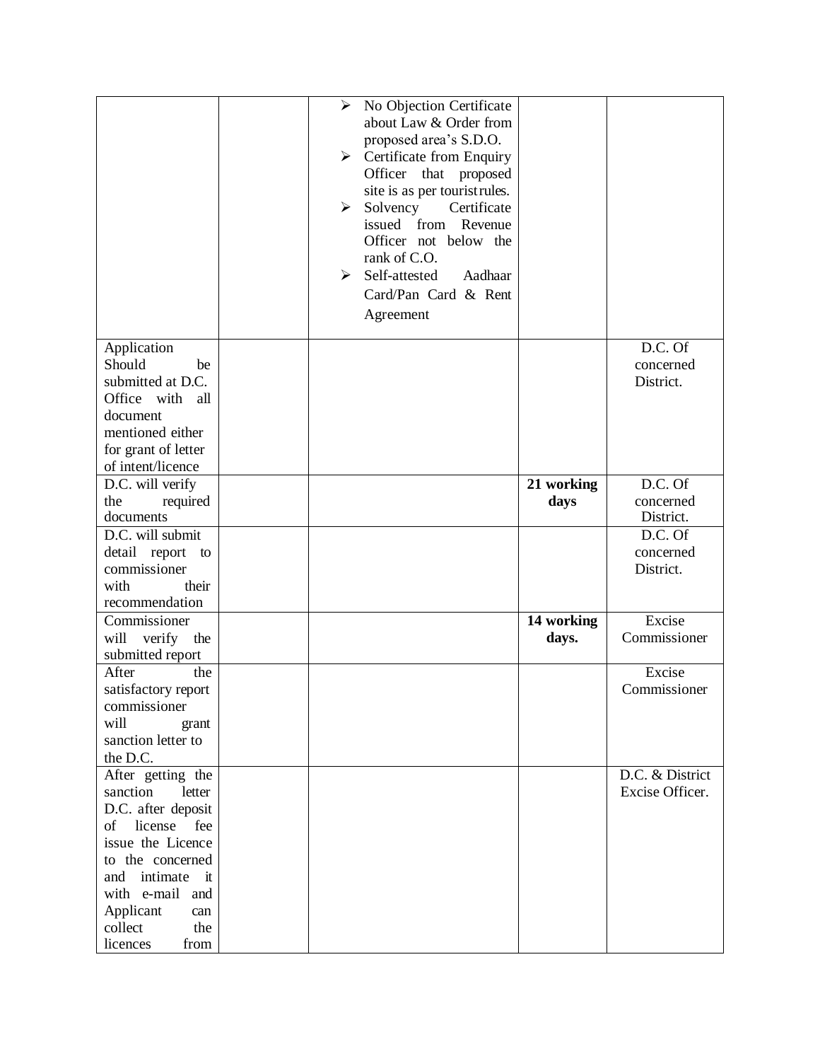| | | | | |
|---|---|---|---|---|
| | | ➢ No Objection Certificate about Law & Order from proposed area's S.D.O.<br>➢ Certificate from Enquiry Officer that proposed site is as per tourist rules.<br>➢ Solvency Certificate issued from Revenue Officer not below the rank of C.O.<br>➢ Self-attested Aadhaar Card/Pan Card & Rent Agreement | | |
| Application Should be submitted at D.C. Office with all document mentioned either for grant of letter of intent/licence | | | | D.C. Of concerned District. |
| D.C. will verify the required documents | | | **21 working days** | D.C. Of concerned District. |
| D.C. will submit detail report to commissioner with their recommendation | | | | D.C. Of concerned District. |
| Commissioner will verify the submitted report | | | **14 working days.** | Excise Commissioner |
| After the satisfactory report commissioner will grant sanction letter to the D.C. | | | | Excise Commissioner |
| After getting the sanction letter D.C. after deposit of license fee issue the Licence to the concerned and intimate it with e-mail and Applicant can collect the licences from | | | | D.C. & District Excise Officer. |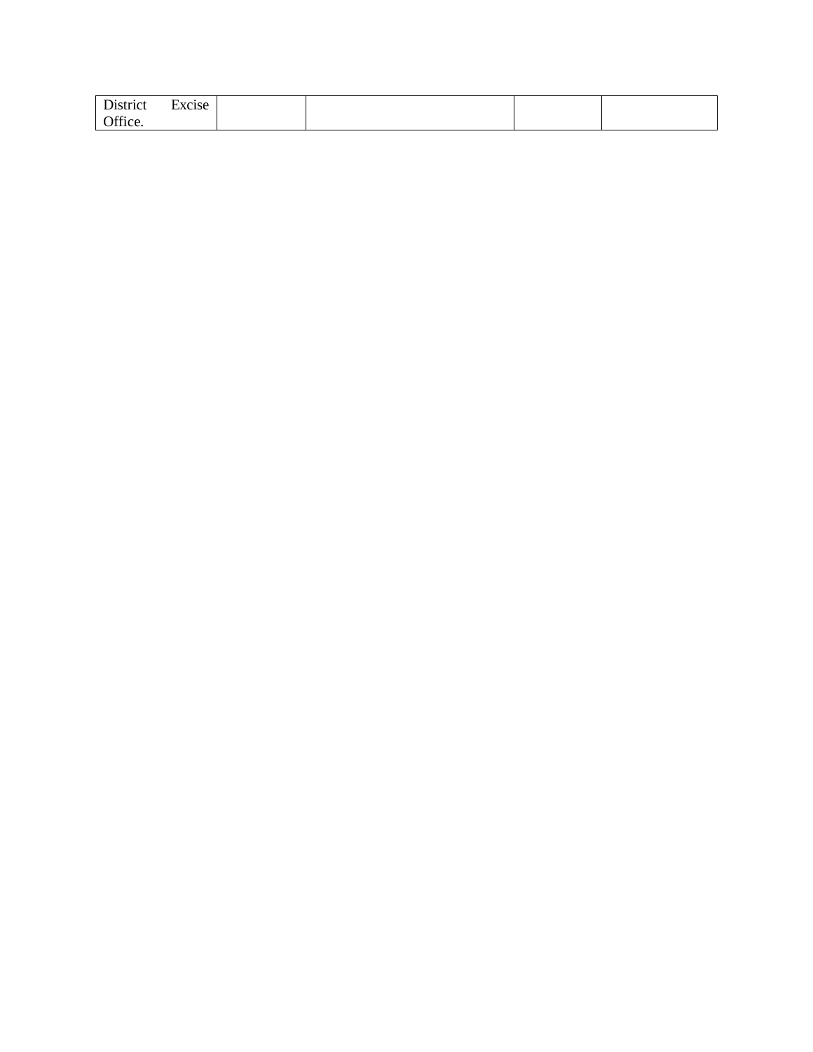| | | | | |
|---|---|---|---|---|
| District Excise Office. | | | | |